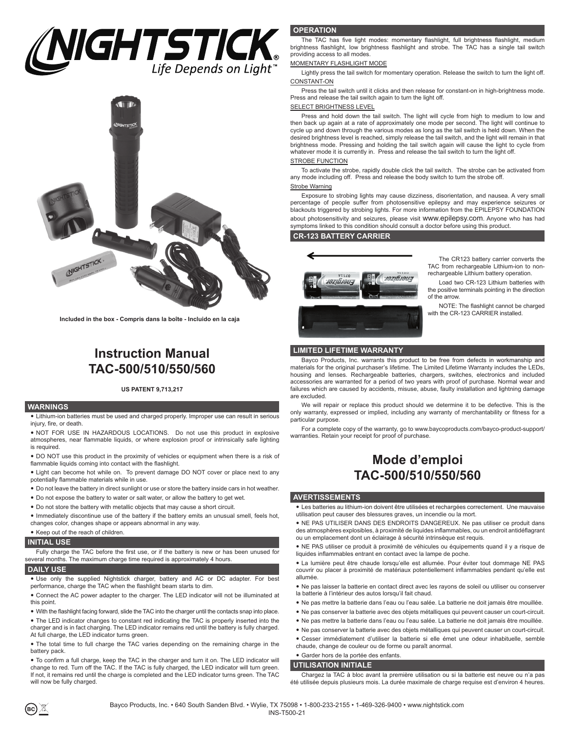NIGHTSTICK®
Life Depends on Light™

Included in the box - Compris dans la boîte - Incluido en la caja

# Instruction Manual TAC-500/510/550/560

**US PATENT 9,713,217**

## WARNINGS

- Lithium-ion batteries must be used and charged properly. Improper use can result in serious injury, fire, or death.
- NOT FOR USE IN HAZARDOUS LOCATIONS. Do not use this product in explosive atmospheres, near flammable liquids, or where explosion proof or intrinsically safe lighting is required.
- DO NOT use this product in the proximity of vehicles or equipment when there is a risk of flammable liquids coming into contact with the flashlight.
- Light can become hot while on. To prevent damage DO NOT cover or place next to any potentially flammable materials while in use.
- Do not leave the battery in direct sunlight or use or store the battery inside cars in hot weather.
- Do not expose the battery to water or salt water, or allow the battery to get wet.
- Do not store the battery with metallic objects that may cause a short circuit.
- Immediately discontinue use of the battery if the battery emits an unusual smell, feels hot, changes color, changes shape or appears abnormal in any way.
- Keep out of the reach of children.

## INITIAL USE

Fully charge the TAC before the first use, or if the battery is new or has been unused for several months. The maximum charge time required is approximately 4 hours.

## DAILY USE

- Use only the supplied Nightstick charger, battery and AC or DC adapter. For best performance, charge the TAC when the flashlight beam starts to dim.
- Connect the AC power adapter to the charger. The LED indicator will not be illuminated at this point.
- With the flashlight facing forward, slide the TAC into the charger until the contacts snap into place.
- The LED indicator changes to constant red indicating the TAC is properly inserted into the charger and is in fact charging. The LED indicator remains red until the battery is fully charged. At full charge, the LED indicator turns green.
- The total time to full charge the TAC varies depending on the remaining charge in the battery pack.
- To confirm a full charge, keep the TAC in the charger and turn it on. The LED indicator will change to red. Turn off the TAC. If the TAC is fully charged, the LED indicator will turn green. If not, it remains red until the charge is completed and the LED indicator turns green. The TAC will now be fully charged.

## OPERATION

The TAC has five light modes: momentary flashlight, full brightness flashlight, medium brightness flashlight, low brightness flashlight and strobe. The TAC has a single tail switch providing access to all modes.

MOMENTARY FLASHLIGHT MODE

Lightly press the tail switch for momentary operation. Release the switch to turn the light off.

CONSTANT-ON

Press the tail switch until it clicks and then release for constant-on in high-brightness mode. Press and release the tail switch again to turn the light off.

SELECT BRIGHTNESS LEVEL

Press and hold down the tail switch. The light will cycle from high to medium to low and then back up again at a rate of approximately one mode per second. The light will continue to cycle up and down through the various modes as long as the tail switch is held down. When the desired brightness level is reached, simply release the tail switch, and the light will remain in that brightness mode. Pressing and holding the tail switch again will cause the light to cycle from whatever mode it is currently in. Press and release the tail switch to turn the light off.

STROBE FUNCTION

To activate the strobe, rapidly double click the tail switch. The strobe can be activated from any mode including off. Press and release the body switch to turn the strobe off.

Strobe Warning

Exposure to strobing lights may cause dizziness, disorientation, and nausea. A very small percentage of people suffer from photosensitive epilepsy and may experience seizures or blackouts triggered by strobing lights. For more information from the EPILEPSY FOUNDATION about photosensitivity and seizures, please visit www.epilepsy.com. Anyone who has had symptoms linked to this condition should consult a doctor before using this product.

## CR-123 BATTERY CARRIER

The CR123 battery carrier converts the TAC from rechargeable Lithium-ion to non-rechargeable Lithium battery operation.

Load two CR-123 Lithium batteries with the positive terminals pointing in the direction of the arrow.

NOTE: The flashlight cannot be charged with the CR-123 CARRIER installed.

## LIMITED LIFETIME WARRANTY

Bayco Products, Inc. warrants this product to be free from defects in workmanship and materials for the original purchaser's lifetime. The Limited Lifetime Warranty includes the LEDs, housing and lenses. Rechargeable batteries, chargers, switches, electronics and included accessories are warranted for a period of two years with proof of purchase. Normal wear and failures which are caused by accidents, misuse, abuse, faulty installation and lightning damage are excluded.

We will repair or replace this product should we determine it to be defective. This is the only warranty, expressed or implied, including any warranty of merchantability or fitness for a particular purpose.

For a complete copy of the warranty, go to www.baycoproducts.com/bayco-product-support/warranties. Retain your receipt for proof of purchase.

# Mode d'emploi TAC-500/510/550/560

## AVERTISSEMENTS

- Les batteries au lithium-ion doivent être utilisées et rechargées correctement. Une mauvaise utilisation peut causer des blessures graves, un incendie ou la mort.
- NE PAS UTILISER DANS DES ENDROITS DANGEREUX. Ne pas utiliser ce produit dans des atmosphères explosibles, à proximité de liquides inflammables, ou un endroit antidéflagrant ou un emplacement dont un éclairage à sécurité intrinsèque est requis.
- NE PAS utiliser ce produit à proximité de véhicules ou équipements quand il y a risque de liquides inflammables entrant en contact avec la lampe de poche.
- La lumière peut être chaude lorsqu'elle est allumée. Pour éviter tout dommage NE PAS couvrir ou placer à proximité de matériaux potentiellement inflammables pendant qu'elle est allumée.
- Ne pas laisser la batterie en contact direct avec les rayons de soleil ou utiliser ou conserver la batterie à l'intérieur des autos lorsqu'il fait chaud.
- Ne pas mettre la batterie dans l'eau ou l'eau salée. La batterie ne doit jamais être mouillée.
- Ne pas conserver la batterie avec des objets métalliques qui peuvent causer un court-circuit.
- Ne pas mettre la batterie dans l'eau ou l'eau salée. La batterie ne doit jamais être mouillée.
- Ne pas conserver la batterie avec des objets métalliques qui peuvent causer un court-circuit.
- Cesser immédiatement d'utiliser la batterie si elle émet une odeur inhabituelle, semble chaude, change de couleur ou de forme ou paraît anormal.
- Garder hors de la portée des enfants.

## UTILISATION INITIALE

Chargez la TAC à bloc avant la première utilisation ou si la batterie est neuve ou n'a pas été utilisée depuis plusieurs mois. La durée maximale de charge requise est d'environ 4 heures.

Bayco Products, Inc. • 640 South Sanden Blvd. • Wylie, TX 75098 • 1-800-233-2155 • 1-469-326-9400 • www.nightstick.com
INS-T500-21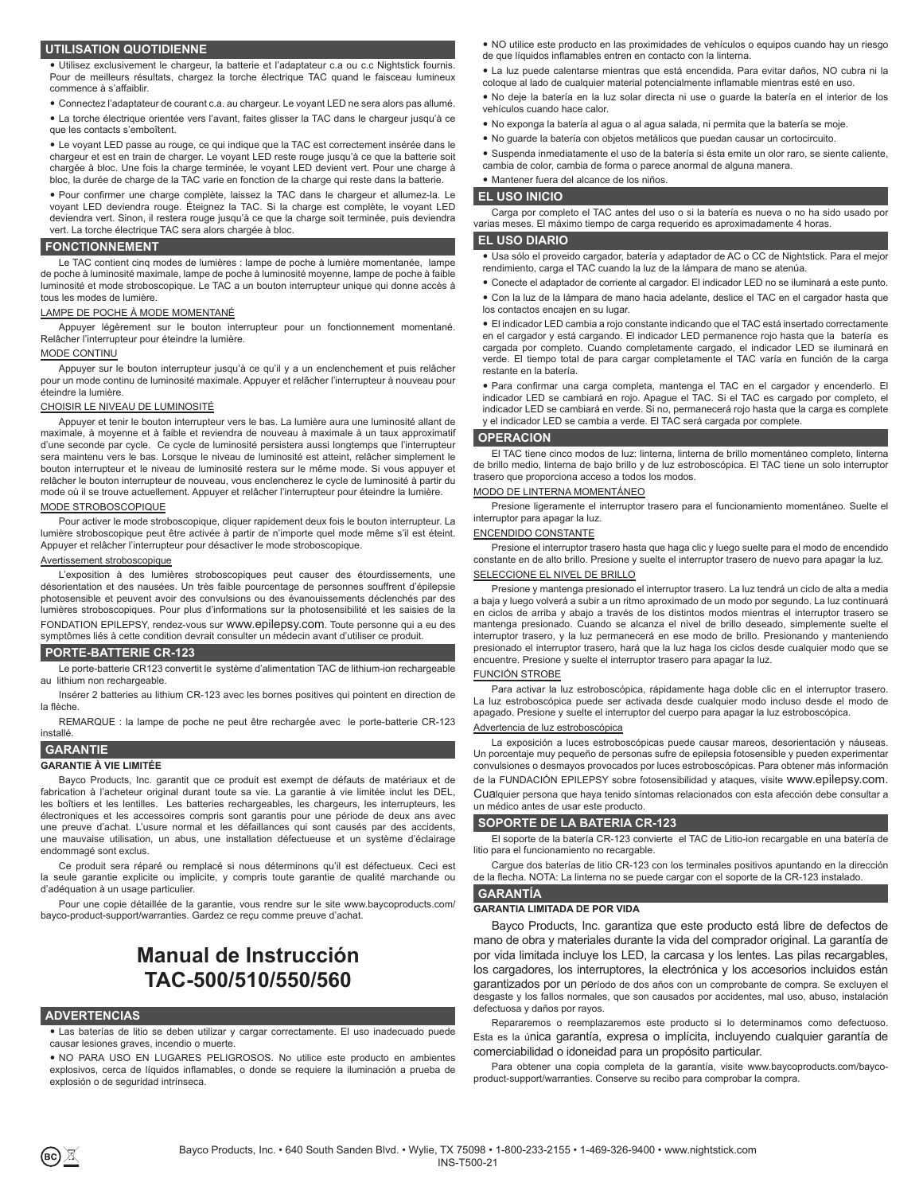## UTILISATION QUOTIDIENNE

- Utilisez exclusivement le chargeur, la batterie et l'adaptateur c.a ou c.c Nightstick fournis. Pour de meilleurs résultats, chargez la torche électrique TAC quand le faisceau lumineux commence à s'affaiblir.
- Connectez l'adaptateur de courant c.a. au chargeur. Le voyant LED ne sera alors pas allumé.
- La torche électrique orientée vers l'avant, faites glisser la TAC dans le chargeur jusqu'à ce que les contacts s'emboîtent.
- Le voyant LED passe au rouge, ce qui indique que la TAC est correctement insérée dans le chargeur et est en train de charger. Le voyant LED reste rouge jusqu'à ce que la batterie soit chargée à bloc. Une fois la charge terminée, le voyant LED devient vert. Pour une charge à bloc, la durée de charge de la TAC varie en fonction de la charge qui reste dans la batterie.
- Pour confirmer une charge complète, laissez la TAC dans le chargeur et allumez-la. Le voyant LED deviendra rouge. Éteignez la TAC. Si la charge est complète, le voyant LED deviendra vert. Sinon, il restera rouge jusqu'à ce que la charge soit terminée, puis deviendra vert. La torche électrique TAC sera alors chargée à bloc.

## FONCTIONNEMENT

Le TAC contient cinq modes de lumières : lampe de poche à lumière momentanée, lampe de poche à luminosité maximale, lampe de poche à luminosité moyenne, lampe de poche à faible luminosité et mode stroboscopique. Le TAC a un bouton interrupteur unique qui donne accès à tous les modes de lumière.

LAMPE DE POCHE À MODE MOMENTANÉ

Appuyer légèrement sur le bouton interrupteur pour un fonctionnement momentané. Relâcher l'interrupteur pour éteindre la lumière.

MODE CONTINU

Appuyer sur le bouton interrupteur jusqu'à ce qu'il y a un enclenchement et puis relâcher pour un mode continu de luminosité maximale. Appuyer et relâcher l'interrupteur à nouveau pour éteindre la lumière.

CHOISIR LE NIVEAU DE LUMINOSITÉ

Appuyer et tenir le bouton interrupteur vers le bas. La lumière aura une luminosité allant de maximale, à moyenne et à faible et reviendra de nouveau à maximale à un taux approximatif d'une seconde par cycle. Ce cycle de luminosité persistera aussi longtemps que l'interrupteur sera maintenu vers le bas. Lorsque le niveau de luminosité est atteint, relâcher simplement le bouton interrupteur et le niveau de luminosité restera sur le même mode. Si vous appuyer et relâcher le bouton interrupteur de nouveau, vous enclencherez le cycle de luminosité à partir du mode où il se trouve actuellement. Appuyer et relâcher l'interrupteur pour éteindre la lumière.

MODE STROBOSCOPIQUE

Pour activer le mode stroboscopique, cliquer rapidement deux fois le bouton interrupteur. La lumière stroboscopique peut être activée à partir de n'importe quel mode même s'il est éteint. Appuyer et relâcher l'interrupteur pour désactiver le mode stroboscopique.

Avertissement stroboscopique

L'exposition à des lumières stroboscopiques peut causer des étourdissements, une désorientation et des nausées. Un très faible pourcentage de personnes souffrent d'épilepsie photosensible et peuvent avoir des convulsions ou des évanouissements déclenchés par des lumières stroboscopiques. Pour plus d'informations sur la photosensibilité et les saisies de la FONDATION EPILEPSY, rendez-vous sur www.epilepsy.com. Toute personne qui a eu des symptômes liés à cette condition devrait consulter un médecin avant d'utiliser ce produit.

## PORTE-BATTERIE CR-123

Le porte-batterie CR123 convertit le système d'alimentation TAC de lithium-ion rechargeable au lithium non rechargeable.

Insérer 2 batteries au lithium CR-123 avec les bornes positives qui pointent en direction de la flèche.

REMARQUE : la lampe de poche ne peut être rechargée avec le porte-batterie CR-123 installé.

## GARANTIE

**GARANTIE À VIE LIMITÉE**

Bayco Products, Inc. garantit que ce produit est exempt de défauts de matériaux et de fabrication à l'acheteur original durant toute sa vie. La garantie à vie limitée inclut les DEL, les boîtiers et les lentilles. Les batteries rechargeables, les chargeurs, les interrupteurs, les électroniques et les accessoires compris sont garantis pour une période de deux ans avec une preuve d'achat. L'usure normal et les défaillances qui sont causés par des accidents, une mauvaise utilisation, un abus, une installation défectueuse et un système d'éclairage endommagé sont exclus.

Ce produit sera réparé ou remplacé si nous déterminons qu'il est défectueux. Ceci est la seule garantie explicite ou implicite, y compris toute garantie de qualité marchande ou d'adéquation à un usage particulier.

Pour une copie détaillée de la garantie, vous rendre sur le site www.baycoproducts.com/bayco-product-support/warranties. Gardez ce reçu comme preuve d'achat.

# Manual de Instrucción TAC-500/510/550/560

## ADVERTENCIAS

- Las baterías de litio se deben utilizar y cargar correctamente. El uso inadecuado puede causar lesiones graves, incendio o muerte.
- NO PARA USO EN LUGARES PELIGROSOS. No utilice este producto en ambientes explosivos, cerca de líquidos inflamables, o donde se requiere la iluminación a prueba de explosión o de seguridad intrínseca.
- NO utilice este producto en las proximidades de vehículos o equipos cuando hay un riesgo de que líquidos inflamables entren en contacto con la linterna.
- La luz puede calentarse mientras que está encendida. Para evitar daños, NO cubra ni la coloque al lado de cualquier material potencialmente inflamable mientras esté en uso.
- No deje la batería en la luz solar directa ni use o guarde la batería en el interior de los vehículos cuando hace calor.
- No exponga la batería al agua o al agua salada, ni permita que la batería se moje.
- No guarde la batería con objetos metálicos que puedan causar un cortocircuito.
- Suspenda inmediatamente el uso de la batería si ésta emite un olor raro, se siente caliente, cambia de color, cambia de forma o parece anormal de alguna manera.
- Mantener fuera del alcance de los niños.

## EL USO INICIO

Carga por completo el TAC antes del uso o si la batería es nueva o no ha sido usado por varias meses. El máximo tiempo de carga requerido es aproximadamente 4 horas.

## EL USO DIARIO

- Usa sólo el proveido cargador, batería y adaptador de AC o CC de Nightstick. Para el mejor rendimiento, carga el TAC cuando la luz de la lámpara de mano se atenúa.
- Conecte el adaptador de corriente al cargador. El indicador LED no se iluminará a este punto.
- Con la luz de la lámpara de mano hacia adelante, deslice el TAC en el cargador hasta que los contactos encajen en su lugar.
- El indicador LED cambia a rojo constante indicando que el TAC está insertado correctamente en el cargador y está cargando. El indicador LED permanece rojo hasta que la batería es cargada por completo. Cuando completamente cargado, el indicador LED se iluminará en verde. El tiempo total de para cargar completamente el TAC varía en función de la carga restante en la batería.
- Para confirmar una carga completa, mantenga el TAC en el cargador y encenderlo. El indicador LED se cambiará en rojo. Apague el TAC. Si el TAC es cargado por completo, el indicador LED se cambiará en verde. Si no, permanecerá rojo hasta que la carga es complete y el indicador LED se cambia a verde. El TAC será cargada por complete.

## OPERACION

El TAC tiene cinco modos de luz: linterna, linterna de brillo momentáneo completo, linterna de brillo medio, linterna de bajo brillo y de luz estroboscópica. El TAC tiene un solo interruptor trasero que proporciona acceso a todos los modos.

MODO DE LINTERNA MOMENTÁNEO

Presione ligeramente el interruptor trasero para el funcionamiento momentáneo. Suelte el interruptor para apagar la luz.

ENCENDIDO CONSTANTE

Presione el interruptor trasero hasta que haga clic y luego suelte para el modo de encendido constante en alto brillo. Presione y suelte el interruptor trasero de nuevo para apagar la luz.

SELECCIONE EL NIVEL DE BRILLO

Presione y mantenga presionado el interruptor trasero. La luz tendrá un ciclo de alta a media a baja y luego volverá a subir a un ritmo aproximado de un modo por segundo. La luz continuará en ciclos de arriba y abajo a través de los distintos modos mientras el interruptor trasero se mantenga presionado. Cuando se alcanza el nivel de brillo deseado, simplemente suelte el interruptor trasero, y la luz permanecerá en ese modo de brillo. Presionando y manteniendo presionado el interruptor trasero, hará que la luz haga los ciclos desde cualquier modo que se encuentre. Presione y suelte el interruptor trasero para apagar la luz.

FUNCIÓN STROBE

Para activar la luz estroboscópica, rápidamente haga doble clic en el interruptor trasero. La luz estroboscópica puede ser activada desde cualquier modo incluso desde el modo de apagado. Presione y suelte el interruptor del cuerpo para apagar la luz estroboscópica.

Advertencia de luz estroboscópica

La exposición a luces estroboscópicas puede causar mareos, desorientación y náuseas. Un porcentaje muy pequeño de personas sufre de epilepsia fotosensible y pueden experimentar convulsiones o desmayos provocados por luces estroboscópicas. Para obtener más información de la FUNDACIÓN EPILEPSY sobre fotosensibilidad y ataques, visite www.epilepsy.com. Cualquier persona que haya tenido síntomas relacionados con esta afección debe consultar a un médico antes de usar este producto.

## SOPORTE DE LA BATERIA CR-123

El soporte de la batería CR-123 convierte el TAC de Litio-ion recargable en una batería de litio para el funcionamiento no recargable.

Cargue dos baterías de litio CR-123 con los terminales positivos apuntando en la dirección de la flecha. NOTA: La linterna no se puede cargar con el soporte de la CR-123 instalado.

## GARANTÍA

**GARANTIA LIMITADA DE POR VIDA**

Bayco Products, Inc. garantiza que este producto está libre de defectos de mano de obra y materiales durante la vida del comprador original. La garantía de por vida limitada incluye los LED, la carcasa y los lentes. Las pilas recargables, los cargadores, los interruptores, la electrónica y los accesorios incluidos están garantizados por un período de dos años con un comprobante de compra. Se excluyen el desgaste y los fallos normales, que son causados por accidentes, mal uso, abuso, instalación defectuosa y daños por rayos.

Repararemos o reemplazaremos este producto si lo determinamos como defectuoso. Esta es la única garantía, expresa o implícita, incluyendo cualquier garantía de comerciabilidad o idoneidad para un propósito particular.

Para obtener una copia completa de la garantía, visite www.baycoproducts.com/bayco-product-support/warranties. Conserve su recibo para comprobar la compra.

Bayco Products, Inc. • 640 South Sanden Blvd. • Wylie, TX 75098 • 1-800-233-2155 • 1-469-326-9400 • www.nightstick.com
INS-T500-21